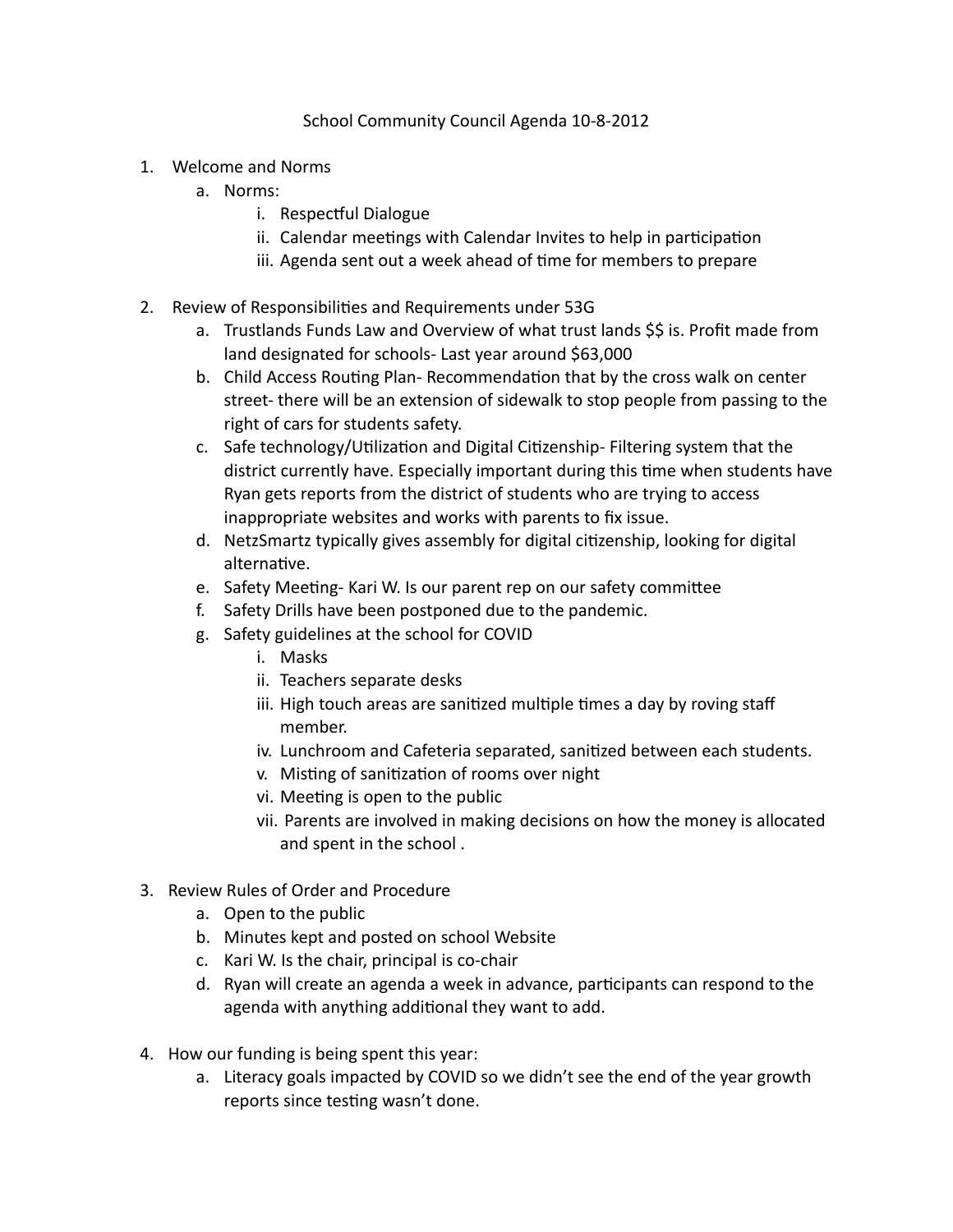School Community Council Agenda 10-8-2012

1. Welcome and Norms
    a. Norms:
        i. Respectful Dialogue
        ii. Calendar meetings with Calendar Invites to help in participation
        iii. Agenda sent out a week ahead of time for members to prepare

2. Review of Responsibilities and Requirements under 53G
    a. Trustlands Funds Law and Overview of what trust lands $$ is. Profit made from land designated for schools- Last year around $63,000
    b. Child Access Routing Plan- Recommendation that by the cross walk on center street- there will be an extension of sidewalk to stop people from passing to the right of cars for students safety.
    c. Safe technology/Utilization and Digital Citizenship- Filtering system that the district currently have. Especially important during this time when students have Ryan gets reports from the district of students who are trying to access inappropriate websites and works with parents to fix issue.
    d. NetzSmartz typically gives assembly for digital citizenship, looking for digital alternative.
    e. Safety Meeting- Kari W. Is our parent rep on our safety committee
    f. Safety Drills have been postponed due to the pandemic.
    g. Safety guidelines at the school for COVID
        i. Masks
        ii. Teachers separate desks
        iii. High touch areas are sanitized multiple times a day by roving staff member.
        iv. Lunchroom and Cafeteria separated, sanitized between each students.
        v. Misting of sanitization of rooms over night
        vi. Meeting is open to the public
        vii. Parents are involved in making decisions on how the money is allocated and spent in the school .

3. Review Rules of Order and Procedure
    a. Open to the public
    b. Minutes kept and posted on school Website
    c. Kari W. Is the chair, principal is co-chair
    d. Ryan will create an agenda a week in advance, participants can respond to the agenda with anything additional they want to add.

4. How our funding is being spent this year:
    a. Literacy goals impacted by COVID so we didn't see the end of the year growth reports since testing wasn't done.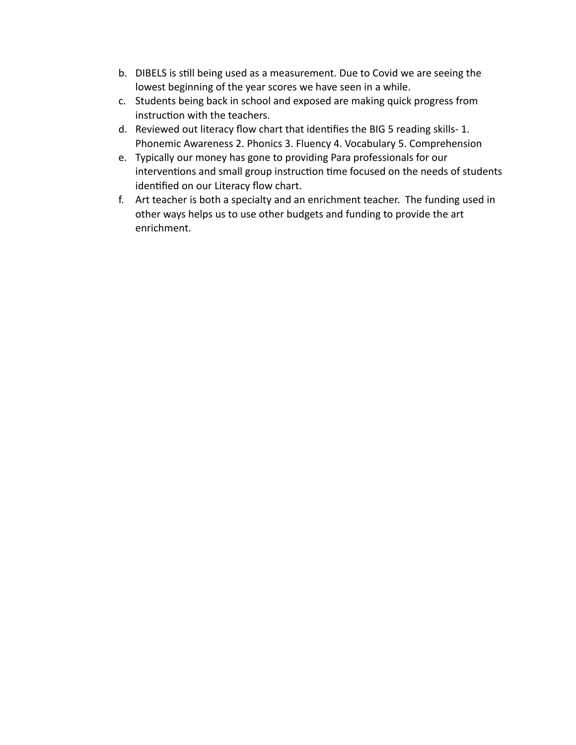b. DIBELS is still being used as a measurement. Due to Covid we are seeing the lowest beginning of the year scores we have seen in a while.
c. Students being back in school and exposed are making quick progress from instruction with the teachers.
d. Reviewed out literacy flow chart that identifies the BIG 5 reading skills- 1. Phonemic Awareness 2. Phonics 3. Fluency 4. Vocabulary 5. Comprehension
e. Typically our money has gone to providing Para professionals for our interventions and small group instruction time focused on the needs of students identified on our Literacy flow chart.
f. Art teacher is both a specialty and an enrichment teacher. The funding used in other ways helps us to use other budgets and funding to provide the art enrichment.